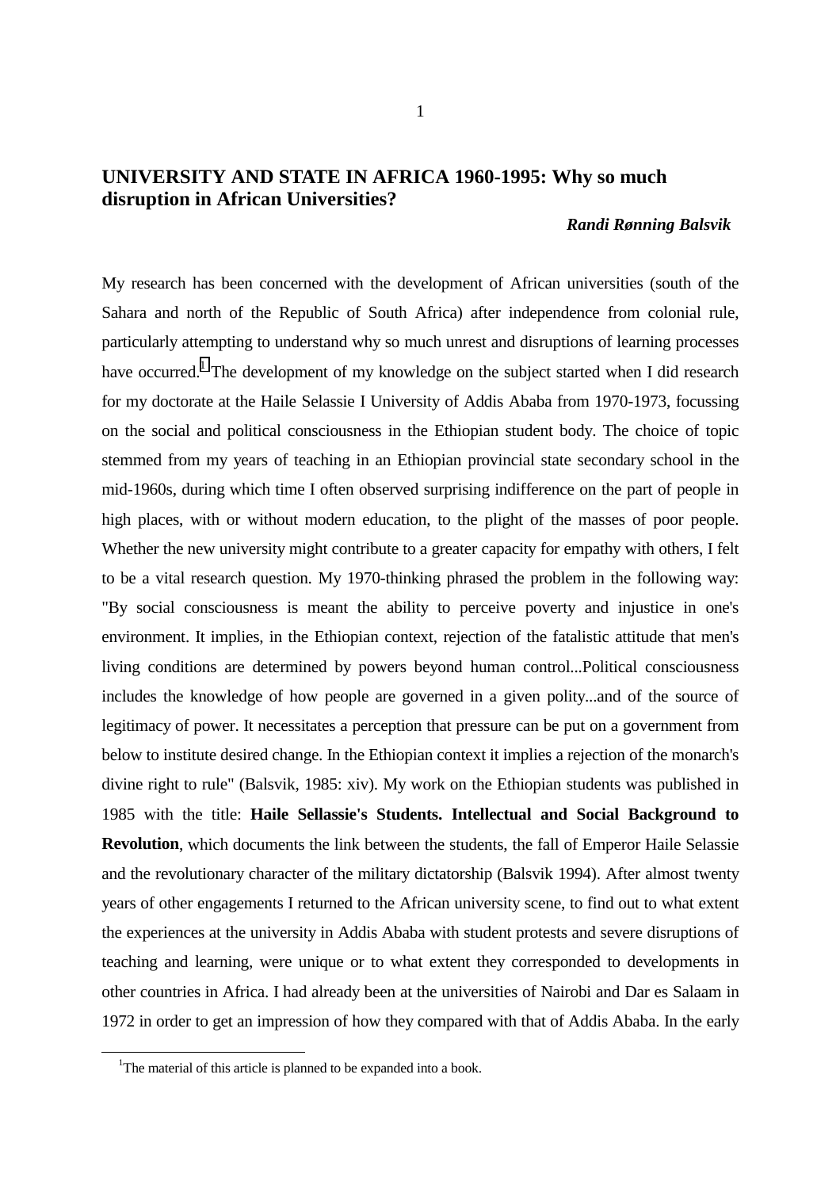# UNIVERSITY AND STATE IN AFRICA 1960-1995: Why so much disruption in African Universities?

***Randi Rønning Balsvik***

My research has been concerned with the development of African universities (south of the Sahara and north of the Republic of South Africa) after independence from colonial rule, particularly attempting to understand why so much unrest and disruptions of learning processes have occurred.[1] The development of my knowledge on the subject started when I did research for my doctorate at the Haile Selassie I University of Addis Ababa from 1970-1973, focussing on the social and political consciousness in the Ethiopian student body. The choice of topic stemmed from my years of teaching in an Ethiopian provincial state secondary school in the mid-1960s, during which time I often observed surprising indifference on the part of people in high places, with or without modern education, to the plight of the masses of poor people. Whether the new university might contribute to a greater capacity for empathy with others, I felt to be a vital research question. My 1970-thinking phrased the problem in the following way: "By social consciousness is meant the ability to perceive poverty and injustice in one's environment. It implies, in the Ethiopian context, rejection of the fatalistic attitude that men's living conditions are determined by powers beyond human control...Political consciousness includes the knowledge of how people are governed in a given polity...and of the source of legitimacy of power. It necessitates a perception that pressure can be put on a government from below to institute desired change. In the Ethiopian context it implies a rejection of the monarch's divine right to rule" (Balsvik, 1985: xiv). My work on the Ethiopian students was published in 1985 with the title: **Haile Sellassie's Students. Intellectual and Social Background to Revolution**, which documents the link between the students, the fall of Emperor Haile Selassie and the revolutionary character of the military dictatorship (Balsvik 1994). After almost twenty years of other engagements I returned to the African university scene, to find out to what extent the experiences at the university in Addis Ababa with student protests and severe disruptions of teaching and learning, were unique or to what extent they corresponded to developments in other countries in Africa. I had already been at the universities of Nairobi and Dar es Salaam in 1972 in order to get an impression of how they compared with that of Addis Ababa. In the early

[1] The material of this article is planned to be expanded into a book.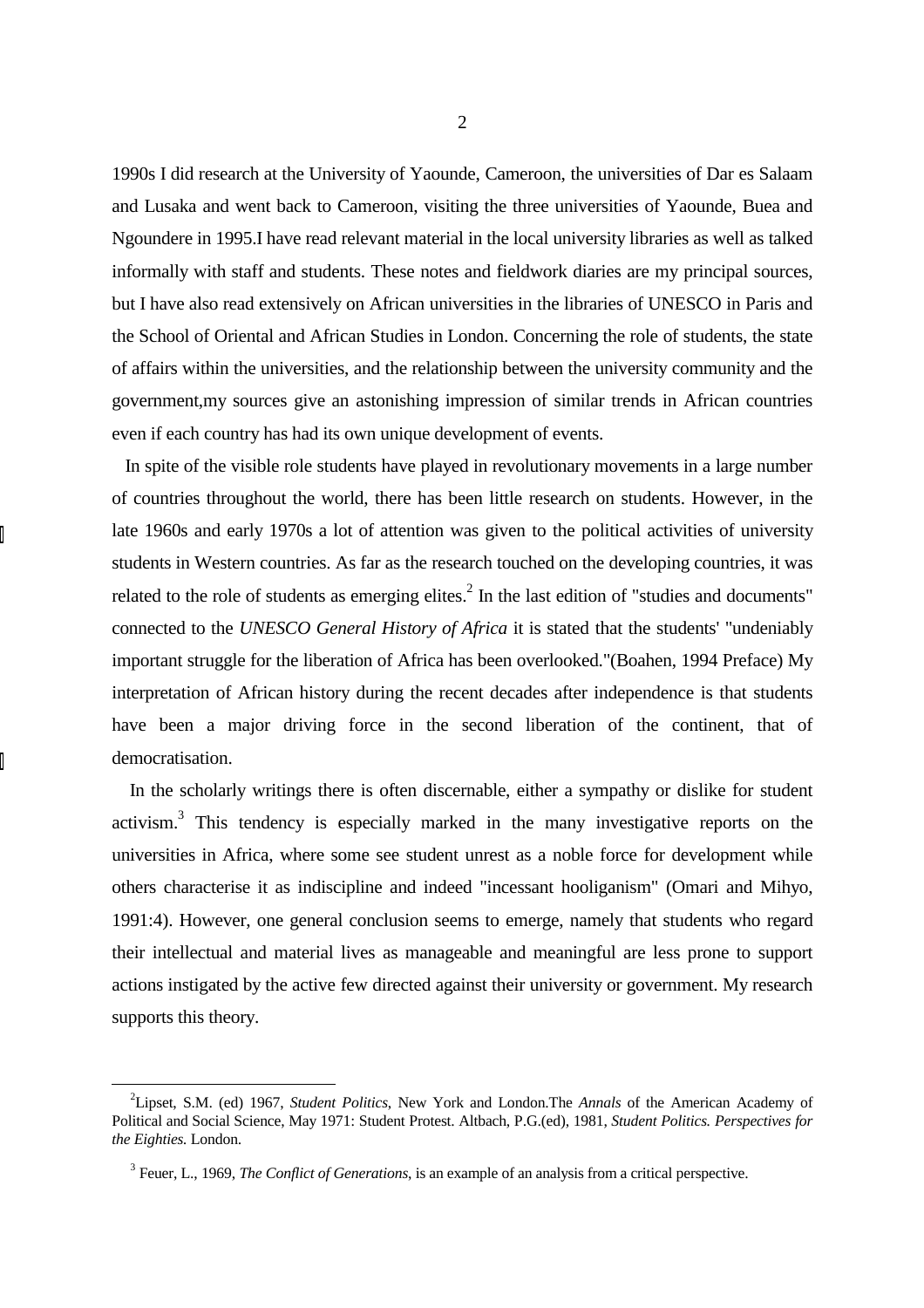1990s I did research at the University of Yaounde, Cameroon, the universities of Dar es Salaam and Lusaka and went back to Cameroon, visiting the three universities of Yaounde, Buea and Ngoundere in 1995.I have read relevant material in the local university libraries as well as talked informally with staff and students. These notes and fieldwork diaries are my principal sources, but I have also read extensively on African universities in the libraries of UNESCO in Paris and the School of Oriental and African Studies in London. Concerning the role of students, the state of affairs within the universities, and the relationship between the university community and the government,my sources give an astonishing impression of similar trends in African countries even if each country has had its own unique development of events.

In spite of the visible role students have played in revolutionary movements in a large number of countries throughout the world, there has been little research on students. However, in the late 1960s and early 1970s a lot of attention was given to the political activities of university students in Western countries. As far as the research touched on the developing countries, it was related to the role of students as emerging elites.[2] In the last edition of "studies and documents" connected to the *UNESCO General History of Africa* it is stated that the students' "undeniably important struggle for the liberation of Africa has been overlooked."(Boahen, 1994 Preface) My interpretation of African history during the recent decades after independence is that students have been a major driving force in the second liberation of the continent, that of democratisation.

In the scholarly writings there is often discernable, either a sympathy or dislike for student activism.[3] This tendency is especially marked in the many investigative reports on the universities in Africa, where some see student unrest as a noble force for development while others characterise it as indiscipline and indeed "incessant hooliganism" (Omari and Mihyo, 1991:4). However, one general conclusion seems to emerge, namely that students who regard their intellectual and material lives as manageable and meaningful are less prone to support actions instigated by the active few directed against their university or government. My research supports this theory.

---

[2]Lipset, S.M. (ed) 1967, *Student Politics*, New York and London.The *Annals* of the American Academy of Political and Social Science, May 1971: Student Protest. Altbach, P.G.(ed), 1981, *Student Politics. Perspectives for the Eighties.* London.

[3] Feuer, L., 1969, *The Conflict of Generations*, is an example of an analysis from a critical perspective.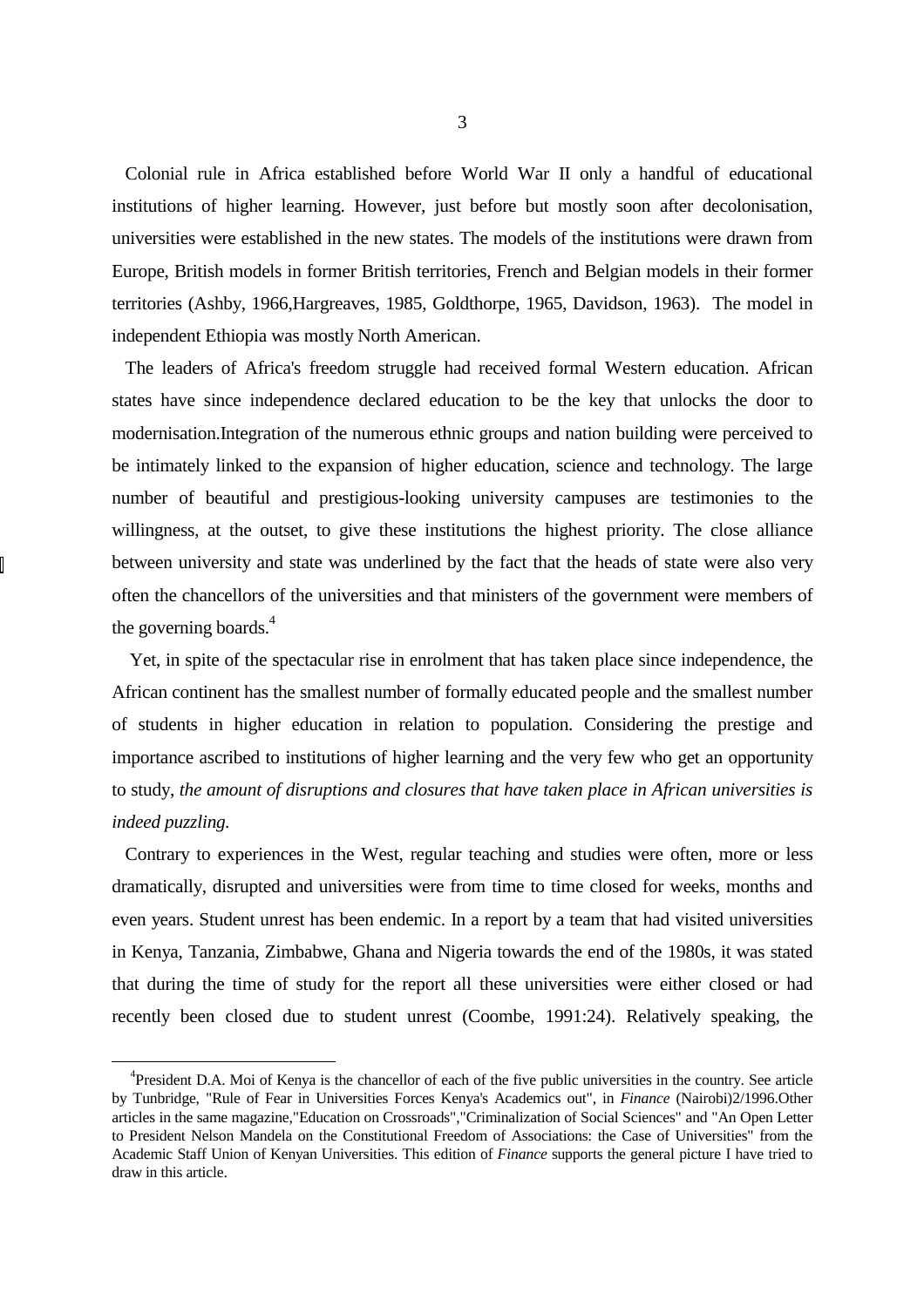Colonial rule in Africa established before World War II only a handful of educational institutions of higher learning. However, just before but mostly soon after decolonisation, universities were established in the new states. The models of the institutions were drawn from Europe, British models in former British territories, French and Belgian models in their former territories (Ashby, 1966,Hargreaves, 1985, Goldthorpe, 1965, Davidson, 1963). The model in independent Ethiopia was mostly North American.

The leaders of Africa's freedom struggle had received formal Western education. African states have since independence declared education to be the key that unlocks the door to modernisation.Integration of the numerous ethnic groups and nation building were perceived to be intimately linked to the expansion of higher education, science and technology. The large number of beautiful and prestigious-looking university campuses are testimonies to the willingness, at the outset, to give these institutions the highest priority. The close alliance between university and state was underlined by the fact that the heads of state were also very often the chancellors of the universities and that ministers of the government were members of the governing boards.[4]

Yet, in spite of the spectacular rise in enrolment that has taken place since independence, the African continent has the smallest number of formally educated people and the smallest number of students in higher education in relation to population. Considering the prestige and importance ascribed to institutions of higher learning and the very few who get an opportunity to study, *the amount of disruptions and closures that have taken place in African universities is indeed puzzling.*

Contrary to experiences in the West, regular teaching and studies were often, more or less dramatically, disrupted and universities were from time to time closed for weeks, months and even years. Student unrest has been endemic. In a report by a team that had visited universities in Kenya, Tanzania, Zimbabwe, Ghana and Nigeria towards the end of the 1980s, it was stated that during the time of study for the report all these universities were either closed or had recently been closed due to student unrest (Coombe, 1991:24). Relatively speaking, the

---

[4] President D.A. Moi of Kenya is the chancellor of each of the five public universities in the country. See article by Tunbridge, "Rule of Fear in Universities Forces Kenya's Academics out", in *Finance* (Nairobi)2/1996.Other articles in the same magazine,"Education on Crossroads","Criminalization of Social Sciences" and "An Open Letter to President Nelson Mandela on the Constitutional Freedom of Associations: the Case of Universities" from the Academic Staff Union of Kenyan Universities. This edition of *Finance* supports the general picture I have tried to draw in this article.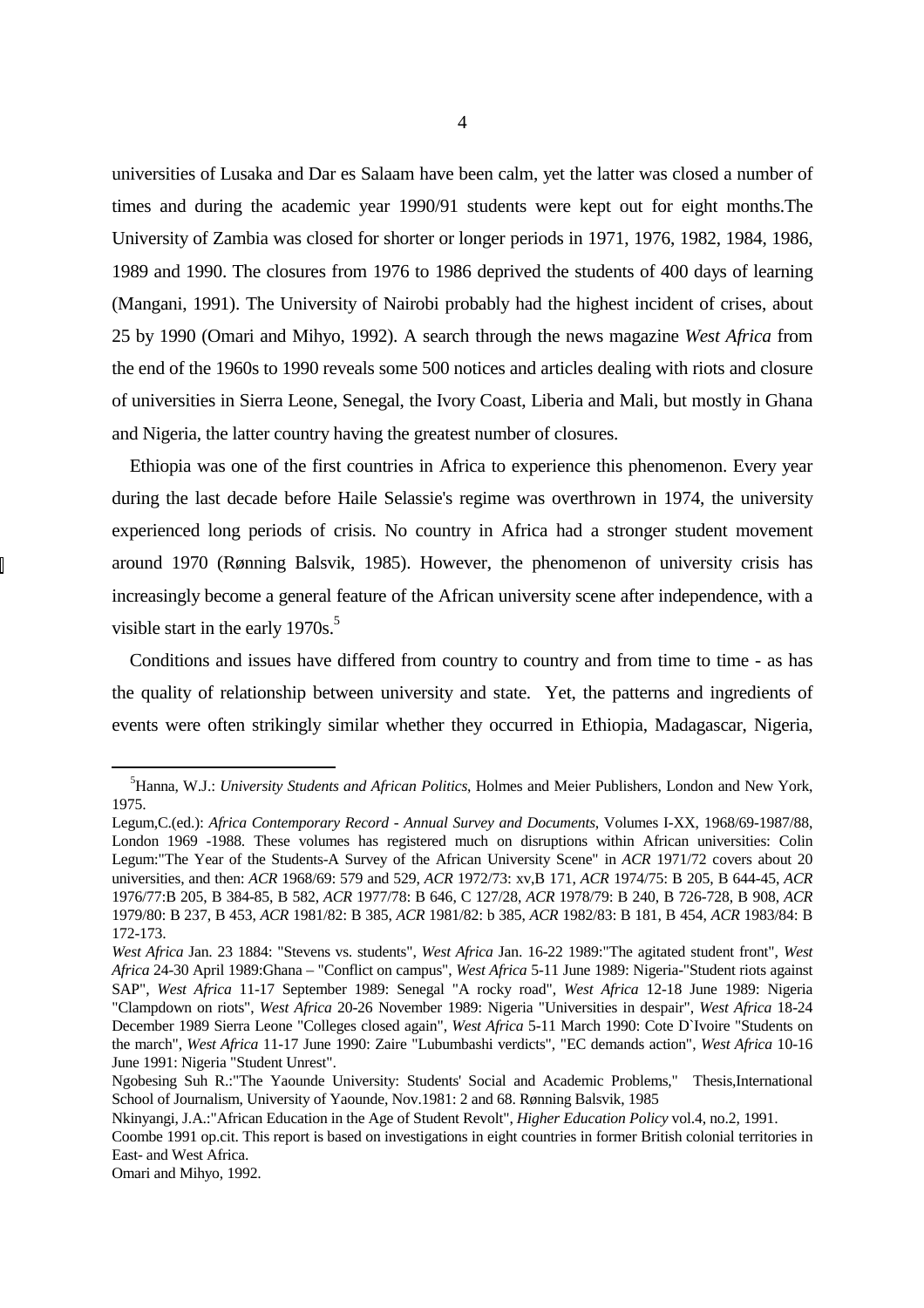universities of Lusaka and Dar es Salaam have been calm, yet the latter was closed a number of times and during the academic year 1990/91 students were kept out for eight months.The University of Zambia was closed for shorter or longer periods in 1971, 1976, 1982, 1984, 1986, 1989 and 1990. The closures from 1976 to 1986 deprived the students of 400 days of learning (Mangani, 1991). The University of Nairobi probably had the highest incident of crises, about 25 by 1990 (Omari and Mihyo, 1992). A search through the news magazine *West Africa* from the end of the 1960s to 1990 reveals some 500 notices and articles dealing with riots and closure of universities in Sierra Leone, Senegal, the Ivory Coast, Liberia and Mali, but mostly in Ghana and Nigeria, the latter country having the greatest number of closures.

Ethiopia was one of the first countries in Africa to experience this phenomenon. Every year during the last decade before Haile Selassie's regime was overthrown in 1974, the university experienced long periods of crisis. No country in Africa had a stronger student movement around 1970 (Rønning Balsvik, 1985). However, the phenomenon of university crisis has increasingly become a general feature of the African university scene after independence, with a visible start in the early 1970s.[5]

Conditions and issues have differed from country to country and from time to time - as has the quality of relationship between university and state. Yet, the patterns and ingredients of events were often strikingly similar whether they occurred in Ethiopia, Madagascar, Nigeria,

---

[5]Hanna, W.J.: *University Students and African Politics*, Holmes and Meier Publishers, London and New York, 1975.

Legum,C.(ed.): *Africa Contemporary Record - Annual Survey and Documents*, Volumes I-XX, 1968/69-1987/88, London 1969 -1988. These volumes has registered much on disruptions within African universities: Colin Legum:"The Year of the Students-A Survey of the African University Scene" in *ACR* 1971/72 covers about 20 universities, and then: *ACR* 1968/69: 579 and 529, *ACR* 1972/73: xv,B 171, *ACR* 1974/75: B 205, B 644-45, *ACR* 1976/77:B 205, B 384-85, B 582, *ACR* 1977/78: B 646, C 127/28, *ACR* 1978/79: B 240, B 726-728, B 908, *ACR* 1979/80: B 237, B 453, *ACR* 1981/82: B 385, *ACR* 1981/82: b 385, *ACR* 1982/83: B 181, B 454, *ACR* 1983/84: B 172-173.

*West Africa* Jan. 23 1884: "Stevens vs. students", *West Africa* Jan. 16-22 1989:"The agitated student front", *West Africa* 24-30 April 1989:Ghana – "Conflict on campus", *West Africa* 5-11 June 1989: Nigeria-"Student riots against SAP", *West Africa* 11-17 September 1989: Senegal "A rocky road", *West Africa* 12-18 June 1989: Nigeria "Clampdown on riots", *West Africa* 20-26 November 1989: Nigeria "Universities in despair", *West Africa* 18-24 December 1989 Sierra Leone "Colleges closed again", *West Africa* 5-11 March 1990: Cote D`Ivoire "Students on the march", *West Africa* 11-17 June 1990: Zaire "Lubumbashi verdicts", "EC demands action", *West Africa* 10-16 June 1991: Nigeria "Student Unrest".

Ngobesing Suh R.:"The Yaounde University: Students' Social and Academic Problems," Thesis,International School of Journalism, University of Yaounde, Nov.1981: 2 and 68. Rønning Balsvik, 1985

Nkinyangi, J.A.:"African Education in the Age of Student Revolt", *Higher Education Policy* vol.4, no.2, 1991.

Coombe 1991 op.cit. This report is based on investigations in eight countries in former British colonial territories in East- and West Africa.

Omari and Mihyo, 1992.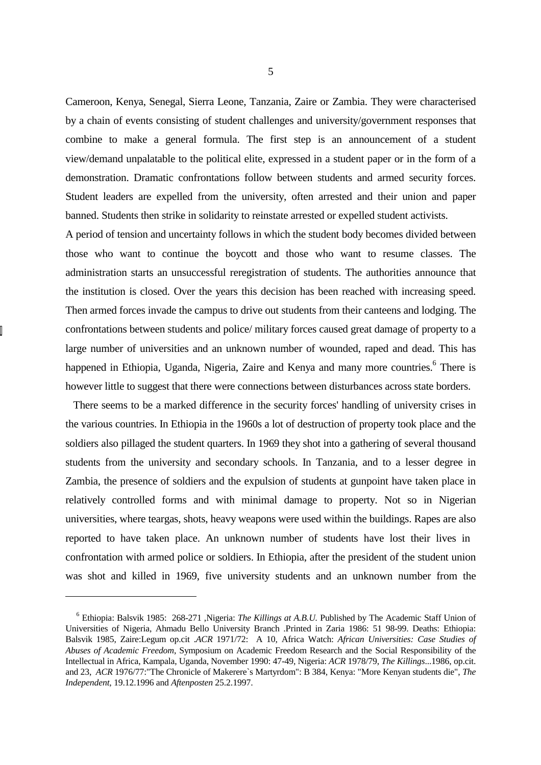Cameroon, Kenya, Senegal, Sierra Leone, Tanzania, Zaire or Zambia. They were characterised by a chain of events consisting of student challenges and university/government responses that combine to make a general formula. The first step is an announcement of a student view/demand unpalatable to the political elite, expressed in a student paper or in the form of a demonstration. Dramatic confrontations follow between students and armed security forces. Student leaders are expelled from the university, often arrested and their union and paper banned. Students then strike in solidarity to reinstate arrested or expelled student activists.

A period of tension and uncertainty follows in which the student body becomes divided between those who want to continue the boycott and those who want to resume classes. The administration starts an unsuccessful reregistration of students. The authorities announce that the institution is closed. Over the years this decision has been reached with increasing speed. Then armed forces invade the campus to drive out students from their canteens and lodging. The confrontations between students and police/ military forces caused great damage of property to a large number of universities and an unknown number of wounded, raped and dead. This has happened in Ethiopia, Uganda, Nigeria, Zaire and Kenya and many more countries.[6] There is however little to suggest that there were connections between disturbances across state borders.

There seems to be a marked difference in the security forces' handling of university crises in the various countries. In Ethiopia in the 1960s a lot of destruction of property took place and the soldiers also pillaged the student quarters. In 1969 they shot into a gathering of several thousand students from the university and secondary schools. In Tanzania, and to a lesser degree in Zambia, the presence of soldiers and the expulsion of students at gunpoint have taken place in relatively controlled forms and with minimal damage to property. Not so in Nigerian universities, where teargas, shots, heavy weapons were used within the buildings. Rapes are also reported to have taken place. An unknown number of students have lost their lives in confrontation with armed police or soldiers. In Ethiopia, after the president of the student union was shot and killed in 1969, five university students and an unknown number from the

---

[6] Ethiopia: Balsvik 1985: 268-271 ,Nigeria: *The Killings at A.B.U.* Published by The Academic Staff Union of Universities of Nigeria, Ahmadu Bello University Branch .Printed in Zaria 1986: 51 98-99. Deaths: Ethiopia: Balsvik 1985, Zaire:Legum op.cit .*ACR* 1971/72: A 10, Africa Watch: *African Universities: Case Studies of Abuses of Academic Freedom*, Symposium on Academic Freedom Research and the Social Responsibility of the Intellectual in Africa, Kampala, Uganda, November 1990: 47-49, Nigeria: *ACR* 1978/79, *The Killings*...1986, op.cit. and 23, *ACR* 1976/77:"The Chronicle of Makerere`s Martyrdom": B 384, Kenya: "More Kenyan students die", *The Independent*, 19.12.1996 and *Aftenposten* 25.2.1997.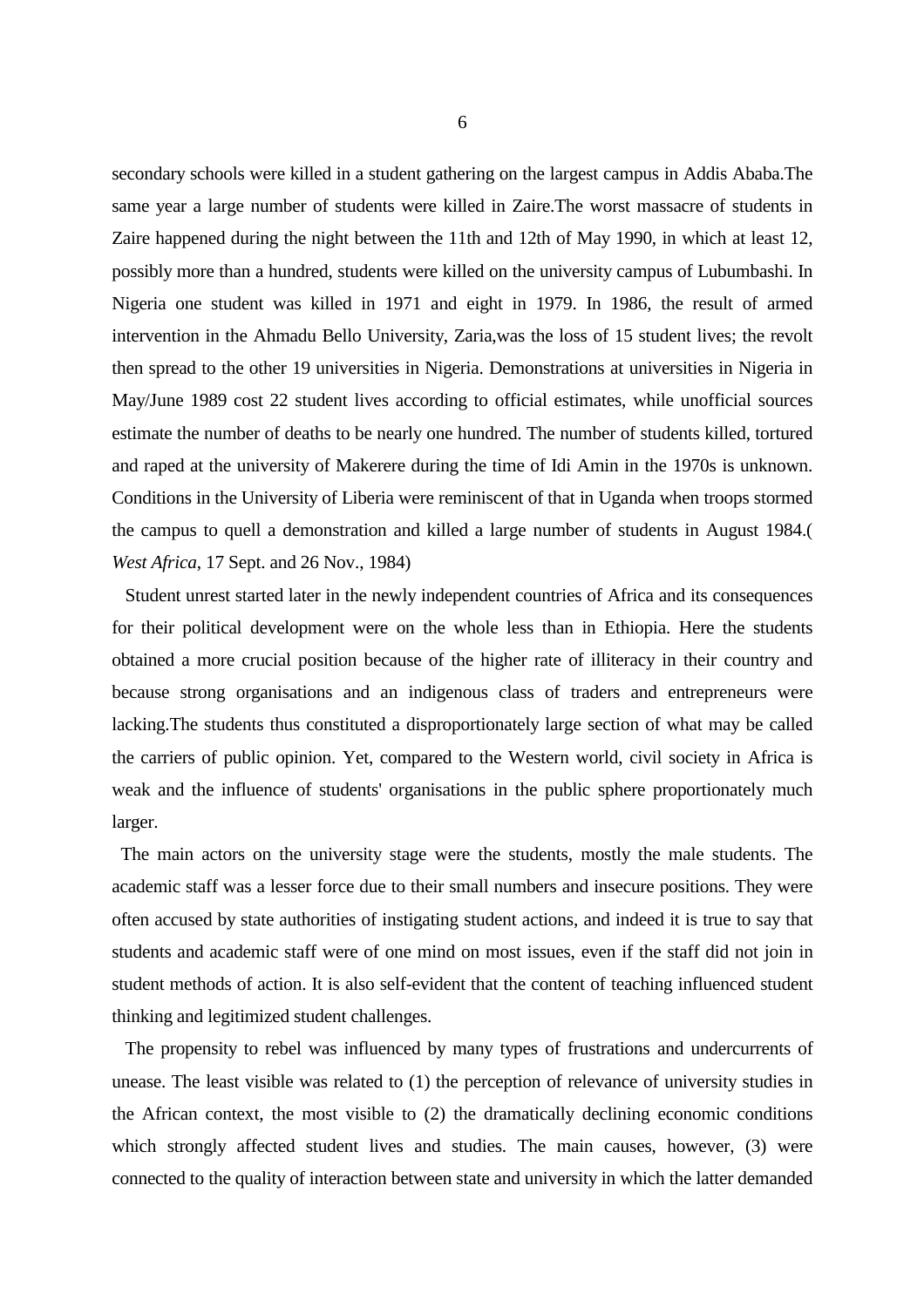secondary schools were killed in a student gathering on the largest campus in Addis Ababa.The same year a large number of students were killed in Zaire.The worst massacre of students in Zaire happened during the night between the 11th and 12th of May 1990, in which at least 12, possibly more than a hundred, students were killed on the university campus of Lubumbashi. In Nigeria one student was killed in 1971 and eight in 1979. In 1986, the result of armed intervention in the Ahmadu Bello University, Zaria,was the loss of 15 student lives; the revolt then spread to the other 19 universities in Nigeria. Demonstrations at universities in Nigeria in May/June 1989 cost 22 student lives according to official estimates, while unofficial sources estimate the number of deaths to be nearly one hundred. The number of students killed, tortured and raped at the university of Makerere during the time of Idi Amin in the 1970s is unknown. Conditions in the University of Liberia were reminiscent of that in Uganda when troops stormed the campus to quell a demonstration and killed a large number of students in August 1984.( *West Africa*, 17 Sept. and 26 Nov., 1984)

Student unrest started later in the newly independent countries of Africa and its consequences for their political development were on the whole less than in Ethiopia. Here the students obtained a more crucial position because of the higher rate of illiteracy in their country and because strong organisations and an indigenous class of traders and entrepreneurs were lacking.The students thus constituted a disproportionately large section of what may be called the carriers of public opinion. Yet, compared to the Western world, civil society in Africa is weak and the influence of students' organisations in the public sphere proportionately much larger.

The main actors on the university stage were the students, mostly the male students. The academic staff was a lesser force due to their small numbers and insecure positions. They were often accused by state authorities of instigating student actions, and indeed it is true to say that students and academic staff were of one mind on most issues, even if the staff did not join in student methods of action. It is also self-evident that the content of teaching influenced student thinking and legitimized student challenges.

The propensity to rebel was influenced by many types of frustrations and undercurrents of unease. The least visible was related to (1) the perception of relevance of university studies in the African context, the most visible to (2) the dramatically declining economic conditions which strongly affected student lives and studies. The main causes, however, (3) were connected to the quality of interaction between state and university in which the latter demanded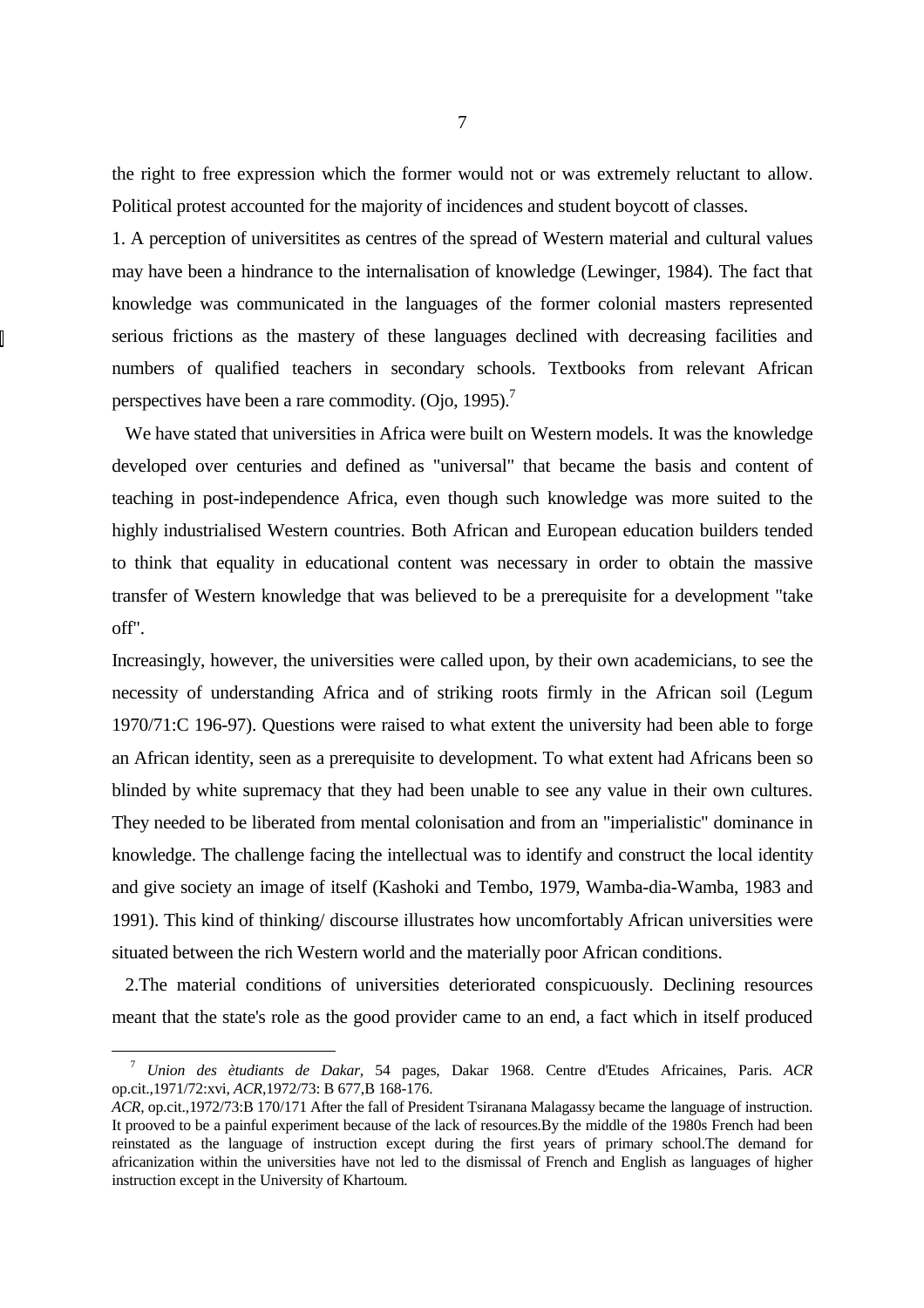the right to free expression which the former would not or was extremely reluctant to allow. Political protest accounted for the majority of incidences and student boycott of classes.

1. A perception of universitites as centres of the spread of Western material and cultural values may have been a hindrance to the internalisation of knowledge (Lewinger, 1984). The fact that knowledge was communicated in the languages of the former colonial masters represented serious frictions as the mastery of these languages declined with decreasing facilities and numbers of qualified teachers in secondary schools. Textbooks from relevant African perspectives have been a rare commodity. (Ojo, 1995).[7]

We have stated that universities in Africa were built on Western models. It was the knowledge developed over centuries and defined as "universal" that became the basis and content of teaching in post-independence Africa, even though such knowledge was more suited to the highly industrialised Western countries. Both African and European education builders tended to think that equality in educational content was necessary in order to obtain the massive transfer of Western knowledge that was believed to be a prerequisite for a development "take off".

Increasingly, however, the universities were called upon, by their own academicians, to see the necessity of understanding Africa and of striking roots firmly in the African soil (Legum 1970/71:C 196-97). Questions were raised to what extent the university had been able to forge an African identity, seen as a prerequisite to development. To what extent had Africans been so blinded by white supremacy that they had been unable to see any value in their own cultures. They needed to be liberated from mental colonisation and from an "imperialistic" dominance in knowledge. The challenge facing the intellectual was to identify and construct the local identity and give society an image of itself (Kashoki and Tembo, 1979, Wamba-dia-Wamba, 1983 and 1991). This kind of thinking/ discourse illustrates how uncomfortably African universities were situated between the rich Western world and the materially poor African conditions.

2.The material conditions of universities deteriorated conspicuously. Declining resources meant that the state's role as the good provider came to an end, a fact which in itself produced

---

[7] *Union des ètudiants de Dakar*, 54 pages, Dakar 1968. Centre d'Etudes Africaines, Paris. *ACR* op.cit.,1971/72:xvi, *ACR*,1972/73: B 677,B 168-176.

*ACR*, op.cit.,1972/73:B 170/171 After the fall of President Tsiranana Malagassy became the language of instruction. It prooved to be a painful experiment because of the lack of resources.By the middle of the 1980s French had been reinstated as the language of instruction except during the first years of primary school.The demand for africanization within the universities have not led to the dismissal of French and English as languages of higher instruction except in the University of Khartoum.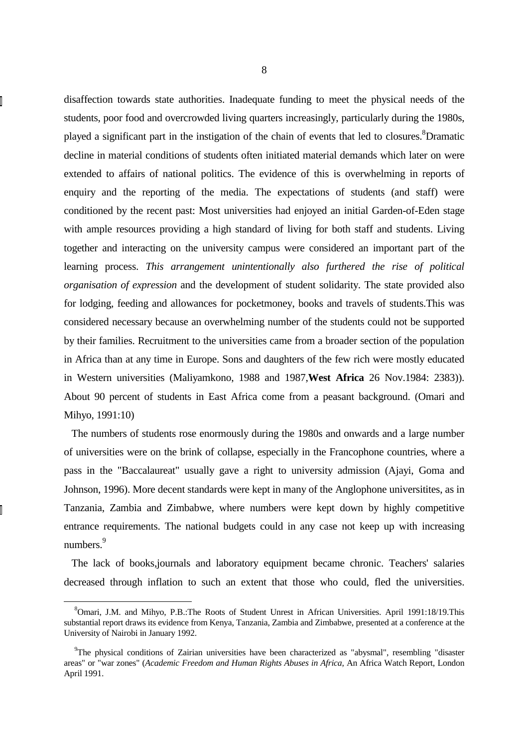disaffection towards state authorities. Inadequate funding to meet the physical needs of the students, poor food and overcrowded living quarters increasingly, particularly during the 1980s, played a significant part in the instigation of the chain of events that led to closures.[8] Dramatic decline in material conditions of students often initiated material demands which later on were extended to affairs of national politics. The evidence of this is overwhelming in reports of enquiry and the reporting of the media. The expectations of students (and staff) were conditioned by the recent past: Most universities had enjoyed an initial Garden-of-Eden stage with ample resources providing a high standard of living for both staff and students. Living together and interacting on the university campus were considered an important part of the learning process. *This arrangement unintentionally also furthered the rise of political organisation of expression* and the development of student solidarity. The state provided also for lodging, feeding and allowances for pocketmoney, books and travels of students.This was considered necessary because an overwhelming number of the students could not be supported by their families. Recruitment to the universities came from a broader section of the population in Africa than at any time in Europe. Sons and daughters of the few rich were mostly educated in Western universities (Maliyamkono, 1988 and 1987,**West Africa** 26 Nov.1984: 2383)). About 90 percent of students in East Africa come from a peasant background. (Omari and Mihyo, 1991:10)

The numbers of students rose enormously during the 1980s and onwards and a large number of universities were on the brink of collapse, especially in the Francophone countries, where a pass in the "Baccalaureat" usually gave a right to university admission (Ajayi, Goma and Johnson, 1996). More decent standards were kept in many of the Anglophone universitites, as in Tanzania, Zambia and Zimbabwe, where numbers were kept down by highly competitive entrance requirements. The national budgets could in any case not keep up with increasing numbers.[9]

The lack of books,journals and laboratory equipment became chronic. Teachers' salaries decreased through inflation to such an extent that those who could, fled the universities.

---

[8] Omari, J.M. and Mihyo, P.B.:The Roots of Student Unrest in African Universities. April 1991:18/19.This substantial report draws its evidence from Kenya, Tanzania, Zambia and Zimbabwe, presented at a conference at the University of Nairobi in January 1992.

[9] The physical conditions of Zairian universities have been characterized as "abysmal", resembling "disaster areas" or "war zones" (*Academic Freedom and Human Rights Abuses in Africa*, An Africa Watch Report, London April 1991.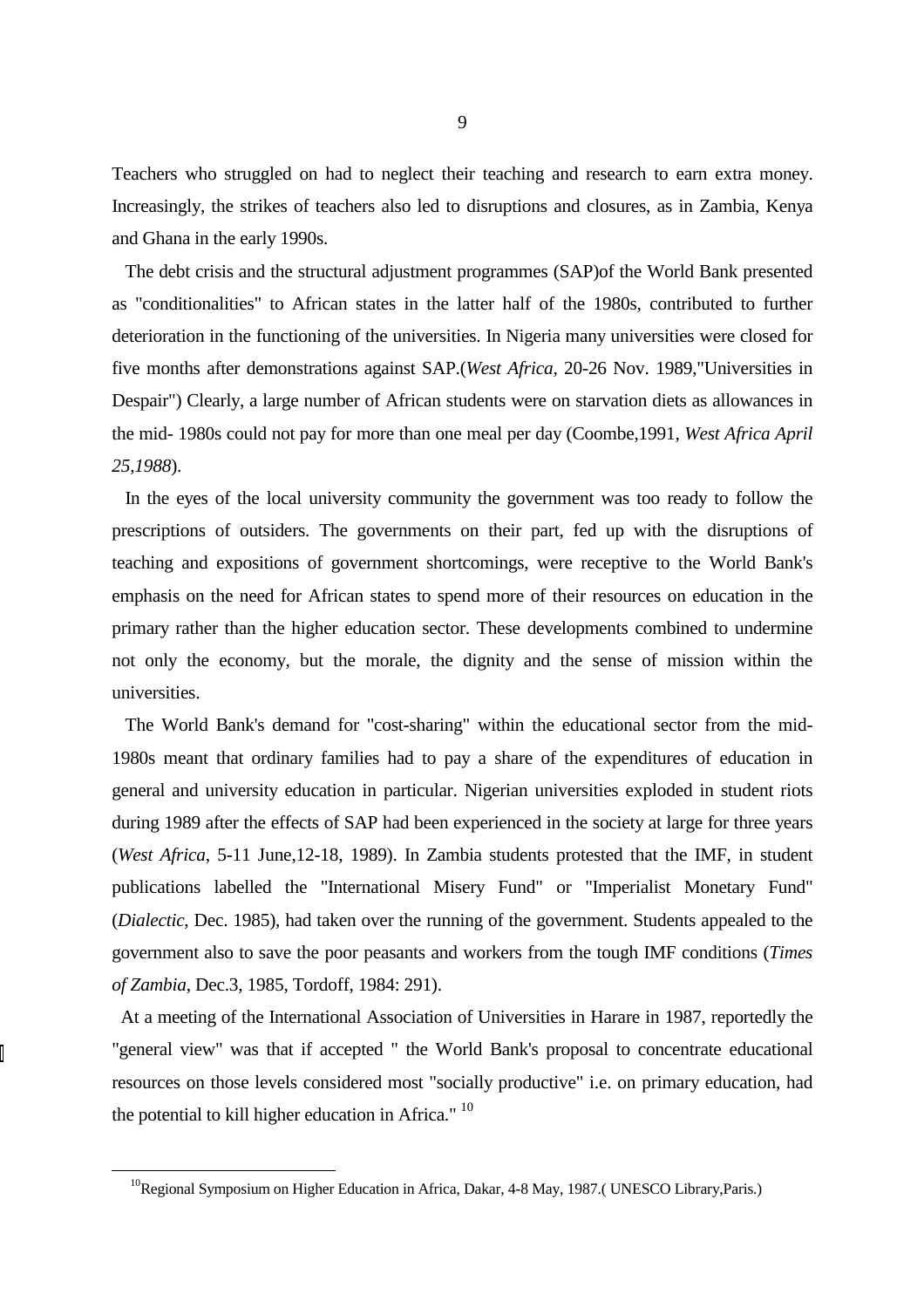Teachers who struggled on had to neglect their teaching and research to earn extra money. Increasingly, the strikes of teachers also led to disruptions and closures, as in Zambia, Kenya and Ghana in the early 1990s.

The debt crisis and the structural adjustment programmes (SAP)of the World Bank presented as "conditionalities" to African states in the latter half of the 1980s, contributed to further deterioration in the functioning of the universities. In Nigeria many universities were closed for five months after demonstrations against SAP.(*West Africa*, 20-26 Nov. 1989,"Universities in Despair") Clearly, a large number of African students were on starvation diets as allowances in the mid- 1980s could not pay for more than one meal per day (Coombe,1991, *West Africa April 25,1988*).

In the eyes of the local university community the government was too ready to follow the prescriptions of outsiders. The governments on their part, fed up with the disruptions of teaching and expositions of government shortcomings, were receptive to the World Bank's emphasis on the need for African states to spend more of their resources on education in the primary rather than the higher education sector. These developments combined to undermine not only the economy, but the morale, the dignity and the sense of mission within the universities.

The World Bank's demand for "cost-sharing" within the educational sector from the mid-1980s meant that ordinary families had to pay a share of the expenditures of education in general and university education in particular. Nigerian universities exploded in student riots during 1989 after the effects of SAP had been experienced in the society at large for three years (*West Africa*, 5-11 June,12-18, 1989). In Zambia students protested that the IMF, in student publications labelled the "International Misery Fund" or "Imperialist Monetary Fund" (*Dialectic*, Dec. 1985), had taken over the running of the government. Students appealed to the government also to save the poor peasants and workers from the tough IMF conditions (*Times of Zambia*, Dec.3, 1985, Tordoff, 1984: 291).

At a meeting of the International Association of Universities in Harare in 1987, reportedly the "general view" was that if accepted " the World Bank's proposal to concentrate educational resources on those levels considered most "socially productive" i.e. on primary education, had the potential to kill higher education in Africa." [10]

---

[10] Regional Symposium on Higher Education in Africa, Dakar, 4-8 May, 1987.( UNESCO Library,Paris.)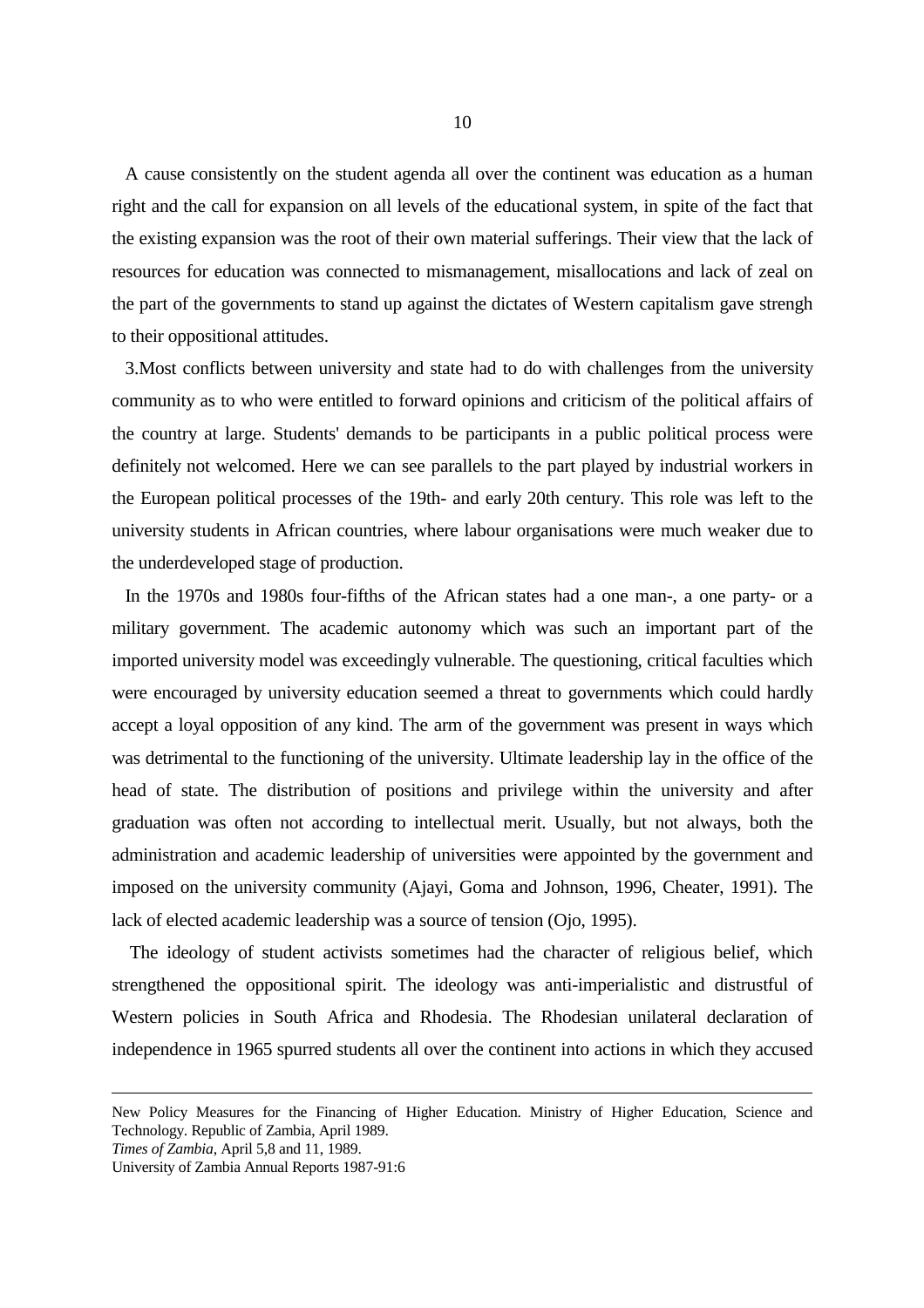A cause consistently on the student agenda all over the continent was education as a human right and the call for expansion on all levels of the educational system, in spite of the fact that the existing expansion was the root of their own material sufferings. Their view that the lack of resources for education was connected to mismanagement, misallocations and lack of zeal on the part of the governments to stand up against the dictates of Western capitalism gave strengh to their oppositional attitudes.

3.Most conflicts between university and state had to do with challenges from the university community as to who were entitled to forward opinions and criticism of the political affairs of the country at large. Students' demands to be participants in a public political process were definitely not welcomed. Here we can see parallels to the part played by industrial workers in the European political processes of the 19th- and early 20th century. This role was left to the university students in African countries, where labour organisations were much weaker due to the underdeveloped stage of production.

In the 1970s and 1980s four-fifths of the African states had a one man-, a one party- or a military government. The academic autonomy which was such an important part of the imported university model was exceedingly vulnerable. The questioning, critical faculties which were encouraged by university education seemed a threat to governments which could hardly accept a loyal opposition of any kind. The arm of the government was present in ways which was detrimental to the functioning of the university. Ultimate leadership lay in the office of the head of state. The distribution of positions and privilege within the university and after graduation was often not according to intellectual merit. Usually, but not always, both the administration and academic leadership of universities were appointed by the government and imposed on the university community (Ajayi, Goma and Johnson, 1996, Cheater, 1991). The lack of elected academic leadership was a source of tension (Ojo, 1995).

The ideology of student activists sometimes had the character of religious belief, which strengthened the oppositional spirit. The ideology was anti-imperialistic and distrustful of Western policies in South Africa and Rhodesia. The Rhodesian unilateral declaration of independence in 1965 spurred students all over the continent into actions in which they accused

---

New Policy Measures for the Financing of Higher Education. Ministry of Higher Education, Science and Technology. Republic of Zambia, April 1989.
*Times of Zambia*, April 5,8 and 11, 1989.
University of Zambia Annual Reports 1987-91:6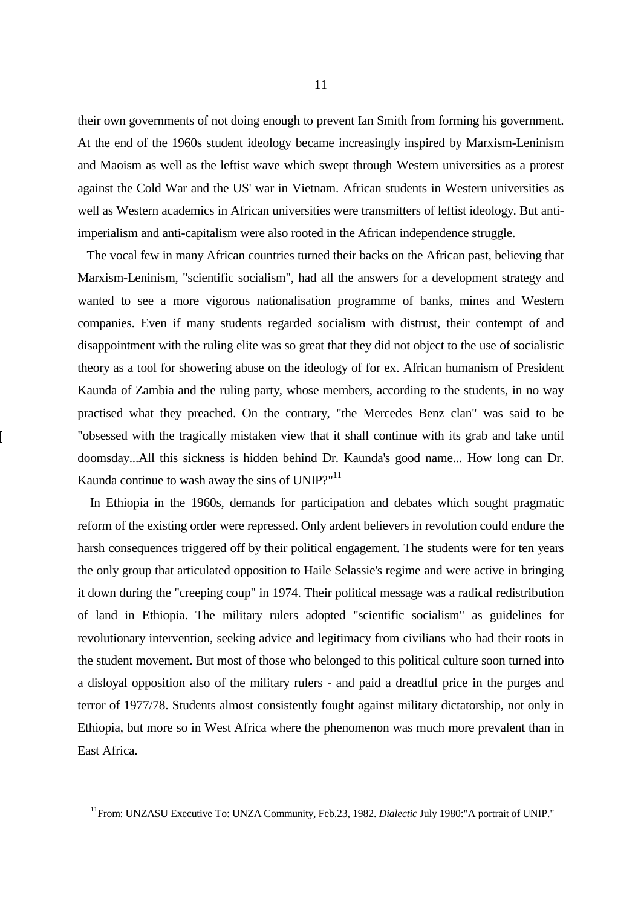their own governments of not doing enough to prevent Ian Smith from forming his government. At the end of the 1960s student ideology became increasingly inspired by Marxism-Leninism and Maoism as well as the leftist wave which swept through Western universities as a protest against the Cold War and the US' war in Vietnam. African students in Western universities as well as Western academics in African universities were transmitters of leftist ideology. But anti-imperialism and anti-capitalism were also rooted in the African independence struggle.

The vocal few in many African countries turned their backs on the African past, believing that Marxism-Leninism, "scientific socialism", had all the answers for a development strategy and wanted to see a more vigorous nationalisation programme of banks, mines and Western companies. Even if many students regarded socialism with distrust, their contempt of and disappointment with the ruling elite was so great that they did not object to the use of socialistic theory as a tool for showering abuse on the ideology of for ex. African humanism of President Kaunda of Zambia and the ruling party, whose members, according to the students, in no way practised what they preached. On the contrary, "the Mercedes Benz clan" was said to be "obsessed with the tragically mistaken view that it shall continue with its grab and take until doomsday...All this sickness is hidden behind Dr. Kaunda's good name... How long can Dr. Kaunda continue to wash away the sins of UNIP?"[11]

In Ethiopia in the 1960s, demands for participation and debates which sought pragmatic reform of the existing order were repressed. Only ardent believers in revolution could endure the harsh consequences triggered off by their political engagement. The students were for ten years the only group that articulated opposition to Haile Selassie's regime and were active in bringing it down during the "creeping coup" in 1974. Their political message was a radical redistribution of land in Ethiopia. The military rulers adopted "scientific socialism" as guidelines for revolutionary intervention, seeking advice and legitimacy from civilians who had their roots in the student movement. But most of those who belonged to this political culture soon turned into a disloyal opposition also of the military rulers - and paid a dreadful price in the purges and terror of 1977/78. Students almost consistently fought against military dictatorship, not only in Ethiopia, but more so in West Africa where the phenomenon was much more prevalent than in East Africa.

---

[11] From: UNZASU Executive To: UNZA Community, Feb.23, 1982. *Dialectic* July 1980:"A portrait of UNIP."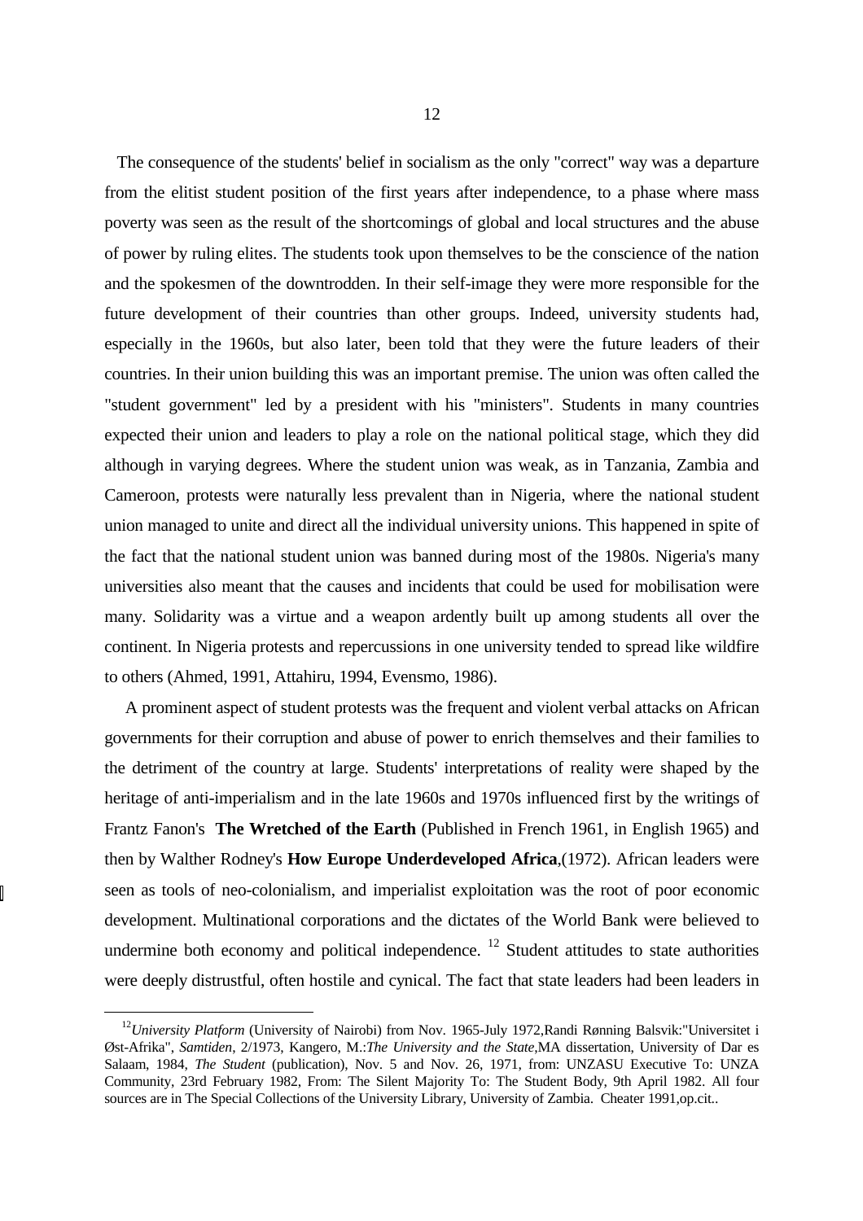The consequence of the students' belief in socialism as the only "correct" way was a departure from the elitist student position of the first years after independence, to a phase where mass poverty was seen as the result of the shortcomings of global and local structures and the abuse of power by ruling elites. The students took upon themselves to be the conscience of the nation and the spokesmen of the downtrodden. In their self-image they were more responsible for the future development of their countries than other groups. Indeed, university students had, especially in the 1960s, but also later, been told that they were the future leaders of their countries. In their union building this was an important premise. The union was often called the "student government" led by a president with his "ministers". Students in many countries expected their union and leaders to play a role on the national political stage, which they did although in varying degrees. Where the student union was weak, as in Tanzania, Zambia and Cameroon, protests were naturally less prevalent than in Nigeria, where the national student union managed to unite and direct all the individual university unions. This happened in spite of the fact that the national student union was banned during most of the 1980s. Nigeria's many universities also meant that the causes and incidents that could be used for mobilisation were many. Solidarity was a virtue and a weapon ardently built up among students all over the continent. In Nigeria protests and repercussions in one university tended to spread like wildfire to others (Ahmed, 1991, Attahiru, 1994, Evensmo, 1986).

A prominent aspect of student protests was the frequent and violent verbal attacks on African governments for their corruption and abuse of power to enrich themselves and their families to the detriment of the country at large. Students' interpretations of reality were shaped by the heritage of anti-imperialism and in the late 1960s and 1970s influenced first by the writings of Frantz Fanon's **The Wretched of the Earth** (Published in French 1961, in English 1965) and then by Walther Rodney's **How Europe Underdeveloped Africa**,(1972). African leaders were seen as tools of neo-colonialism, and imperialist exploitation was the root of poor economic development. Multinational corporations and the dictates of the World Bank were believed to undermine both economy and political independence. [12] Student attitudes to state authorities were deeply distrustful, often hostile and cynical. The fact that state leaders had been leaders in

---

[12] *University Platform* (University of Nairobi) from Nov. 1965-July 1972,Randi Rønning Balsvik:"Universitet i Øst-Afrika", *Samtiden*, 2/1973, Kangero, M.:*The University and the State*,MA dissertation, University of Dar es Salaam, 1984, *The Student* (publication), Nov. 5 and Nov. 26, 1971, from: UNZASU Executive To: UNZA Community, 23rd February 1982, From: The Silent Majority To: The Student Body, 9th April 1982. All four sources are in The Special Collections of the University Library, University of Zambia. Cheater 1991,op.cit..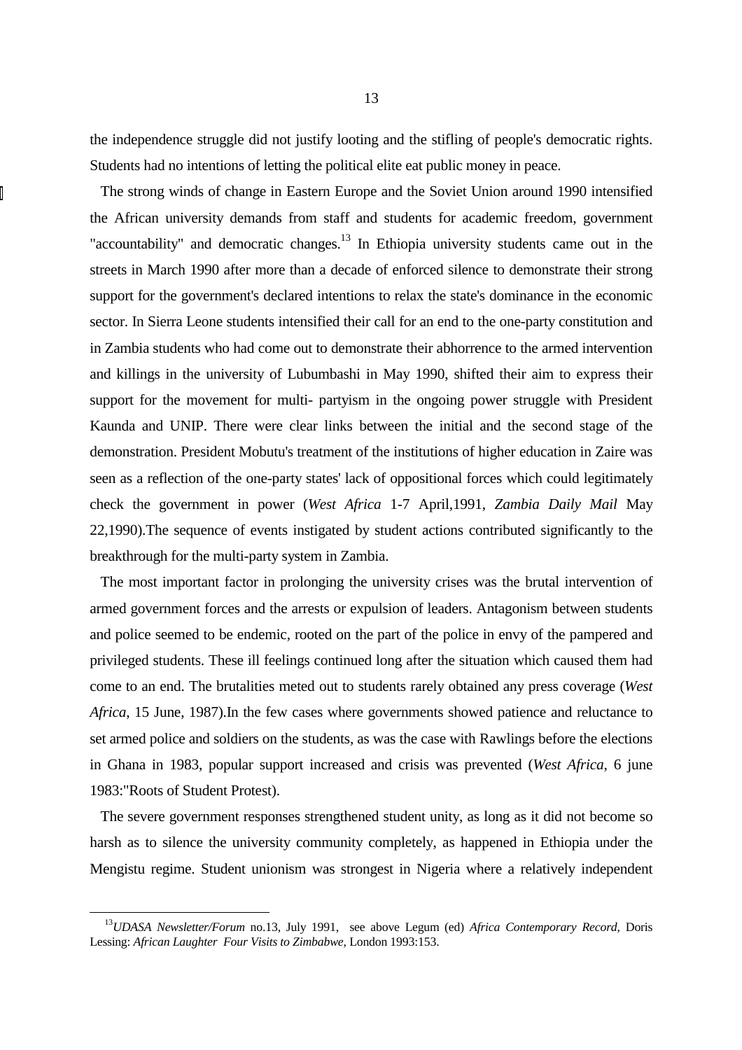the independence struggle did not justify looting and the stifling of people's democratic rights. Students had no intentions of letting the political elite eat public money in peace.

The strong winds of change in Eastern Europe and the Soviet Union around 1990 intensified the African university demands from staff and students for academic freedom, government "accountability" and democratic changes.[13] In Ethiopia university students came out in the streets in March 1990 after more than a decade of enforced silence to demonstrate their strong support for the government's declared intentions to relax the state's dominance in the economic sector. In Sierra Leone students intensified their call for an end to the one-party constitution and in Zambia students who had come out to demonstrate their abhorrence to the armed intervention and killings in the university of Lubumbashi in May 1990, shifted their aim to express their support for the movement for multi- partyism in the ongoing power struggle with President Kaunda and UNIP. There were clear links between the initial and the second stage of the demonstration. President Mobutu's treatment of the institutions of higher education in Zaire was seen as a reflection of the one-party states' lack of oppositional forces which could legitimately check the government in power (*West Africa* 1-7 April,1991, *Zambia Daily Mail* May 22,1990).The sequence of events instigated by student actions contributed significantly to the breakthrough for the multi-party system in Zambia.

The most important factor in prolonging the university crises was the brutal intervention of armed government forces and the arrests or expulsion of leaders. Antagonism between students and police seemed to be endemic, rooted on the part of the police in envy of the pampered and privileged students. These ill feelings continued long after the situation which caused them had come to an end. The brutalities meted out to students rarely obtained any press coverage (*West Africa*, 15 June, 1987).In the few cases where governments showed patience and reluctance to set armed police and soldiers on the students, as was the case with Rawlings before the elections in Ghana in 1983, popular support increased and crisis was prevented (*West Africa*, 6 june 1983:"Roots of Student Protest).

The severe government responses strengthened student unity, as long as it did not become so harsh as to silence the university community completely, as happened in Ethiopia under the Mengistu regime. Student unionism was strongest in Nigeria where a relatively independent

---

[13] *UDASA Newsletter/Forum* no.13, July 1991, see above Legum (ed) *Africa Contemporary Record*, Doris Lessing: *African Laughter Four Visits to Zimbabwe*, London 1993:153.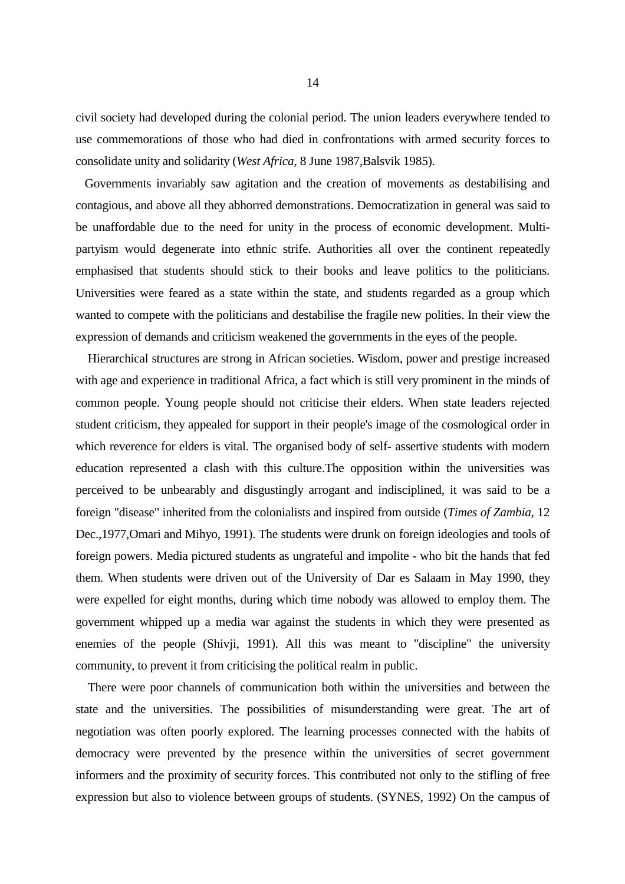civil society had developed during the colonial period. The union leaders everywhere tended to use commemorations of those who had died in confrontations with armed security forces to consolidate unity and solidarity (*West Africa*, 8 June 1987,Balsvik 1985).

Governments invariably saw agitation and the creation of movements as destabilising and contagious, and above all they abhorred demonstrations. Democratization in general was said to be unaffordable due to the need for unity in the process of economic development. Multi-partyism would degenerate into ethnic strife. Authorities all over the continent repeatedly emphasised that students should stick to their books and leave politics to the politicians. Universities were feared as a state within the state, and students regarded as a group which wanted to compete with the politicians and destabilise the fragile new polities. In their view the expression of demands and criticism weakened the governments in the eyes of the people.

Hierarchical structures are strong in African societies. Wisdom, power and prestige increased with age and experience in traditional Africa, a fact which is still very prominent in the minds of common people. Young people should not criticise their elders. When state leaders rejected student criticism, they appealed for support in their people's image of the cosmological order in which reverence for elders is vital. The organised body of self- assertive students with modern education represented a clash with this culture.The opposition within the universities was perceived to be unbearably and disgustingly arrogant and indisciplined, it was said to be a foreign "disease" inherited from the colonialists and inspired from outside (*Times of Zambia*, 12 Dec.,1977,Omari and Mihyo, 1991). The students were drunk on foreign ideologies and tools of foreign powers. Media pictured students as ungrateful and impolite - who bit the hands that fed them. When students were driven out of the University of Dar es Salaam in May 1990, they were expelled for eight months, during which time nobody was allowed to employ them. The government whipped up a media war against the students in which they were presented as enemies of the people (Shivji, 1991). All this was meant to "discipline" the university community, to prevent it from criticising the political realm in public.

There were poor channels of communication both within the universities and between the state and the universities. The possibilities of misunderstanding were great. The art of negotiation was often poorly explored. The learning processes connected with the habits of democracy were prevented by the presence within the universities of secret government informers and the proximity of security forces. This contributed not only to the stifling of free expression but also to violence between groups of students. (SYNES, 1992) On the campus of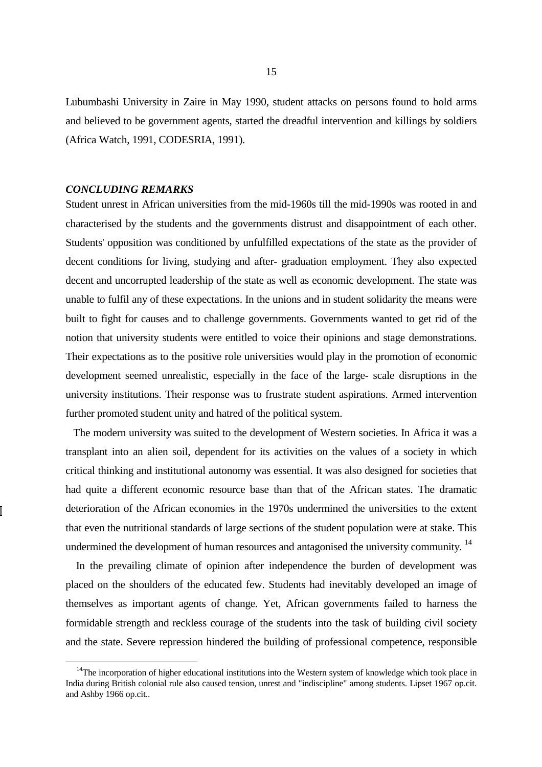Lubumbashi University in Zaire in May 1990, student attacks on persons found to hold arms and believed to be government agents, started the dreadful intervention and killings by soldiers (Africa Watch, 1991, CODESRIA, 1991).

## *CONCLUDING REMARKS*

Student unrest in African universities from the mid-1960s till the mid-1990s was rooted in and characterised by the students and the governments distrust and disappointment of each other. Students' opposition was conditioned by unfulfilled expectations of the state as the provider of decent conditions for living, studying and after- graduation employment. They also expected decent and uncorrupted leadership of the state as well as economic development. The state was unable to fulfil any of these expectations. In the unions and in student solidarity the means were built to fight for causes and to challenge governments. Governments wanted to get rid of the notion that university students were entitled to voice their opinions and stage demonstrations. Their expectations as to the positive role universities would play in the promotion of economic development seemed unrealistic, especially in the face of the large- scale disruptions in the university institutions. Their response was to frustrate student aspirations. Armed intervention further promoted student unity and hatred of the political system.

The modern university was suited to the development of Western societies. In Africa it was a transplant into an alien soil, dependent for its activities on the values of a society in which critical thinking and institutional autonomy was essential. It was also designed for societies that had quite a different economic resource base than that of the African states. The dramatic deterioration of the African economies in the 1970s undermined the universities to the extent that even the nutritional standards of large sections of the student population were at stake. This undermined the development of human resources and antagonised the university community. [14]

In the prevailing climate of opinion after independence the burden of development was placed on the shoulders of the educated few. Students had inevitably developed an image of themselves as important agents of change. Yet, African governments failed to harness the formidable strength and reckless courage of the students into the task of building civil society and the state. Severe repression hindered the building of professional competence, responsible

---

[14] The incorporation of higher educational institutions into the Western system of knowledge which took place in India during British colonial rule also caused tension, unrest and "indiscipline" among students. Lipset 1967 op.cit. and Ashby 1966 op.cit..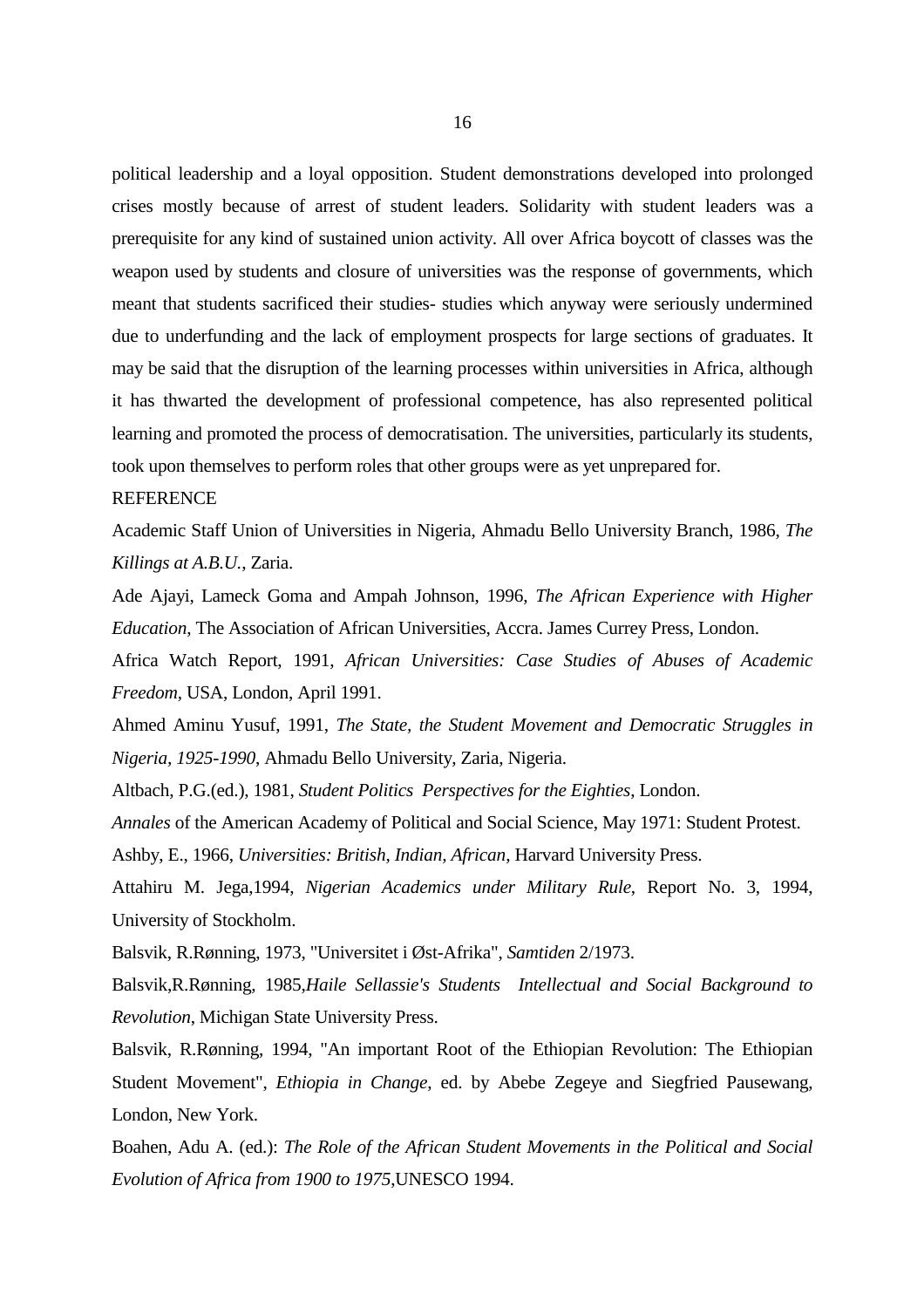political leadership and a loyal opposition. Student demonstrations developed into prolonged crises mostly because of arrest of student leaders. Solidarity with student leaders was a prerequisite for any kind of sustained union activity. All over Africa boycott of classes was the weapon used by students and closure of universities was the response of governments, which meant that students sacrificed their studies- studies which anyway were seriously undermined due to underfunding and the lack of employment prospects for large sections of graduates. It may be said that the disruption of the learning processes within universities in Africa, although it has thwarted the development of professional competence, has also represented political learning and promoted the process of democratisation. The universities, particularly its students, took upon themselves to perform roles that other groups were as yet unprepared for.

REFERENCE

Academic Staff Union of Universities in Nigeria, Ahmadu Bello University Branch, 1986, *The Killings at A.B.U.*, Zaria.

Ade Ajayi, Lameck Goma and Ampah Johnson, 1996, *The African Experience with Higher Education*, The Association of African Universities, Accra. James Currey Press, London.

Africa Watch Report, 1991, *African Universities: Case Studies of Abuses of Academic Freedom*, USA, London, April 1991.

Ahmed Aminu Yusuf, 1991, *The State, the Student Movement and Democratic Struggles in Nigeria, 1925-1990*, Ahmadu Bello University, Zaria, Nigeria.

Altbach, P.G.(ed.), 1981, *Student Politics Perspectives for the Eighties*, London.

*Annales* of the American Academy of Political and Social Science, May 1971: Student Protest.

Ashby, E., 1966, *Universities: British, Indian, African*, Harvard University Press.

Attahiru M. Jega,1994, *Nigerian Academics under Military Rule*, Report No. 3, 1994, University of Stockholm.

Balsvik, R.Rønning, 1973, "Universitet i Øst-Afrika", *Samtiden* 2/1973.

Balsvik,R.Rønning, 1985,*Haile Sellassie's Students Intellectual and Social Background to Revolution*, Michigan State University Press.

Balsvik, R.Rønning, 1994, "An important Root of the Ethiopian Revolution: The Ethiopian Student Movement", *Ethiopia in Change*, ed. by Abebe Zegeye and Siegfried Pausewang, London, New York.

Boahen, Adu A. (ed.): *The Role of the African Student Movements in the Political and Social Evolution of Africa from 1900 to 1975*,UNESCO 1994.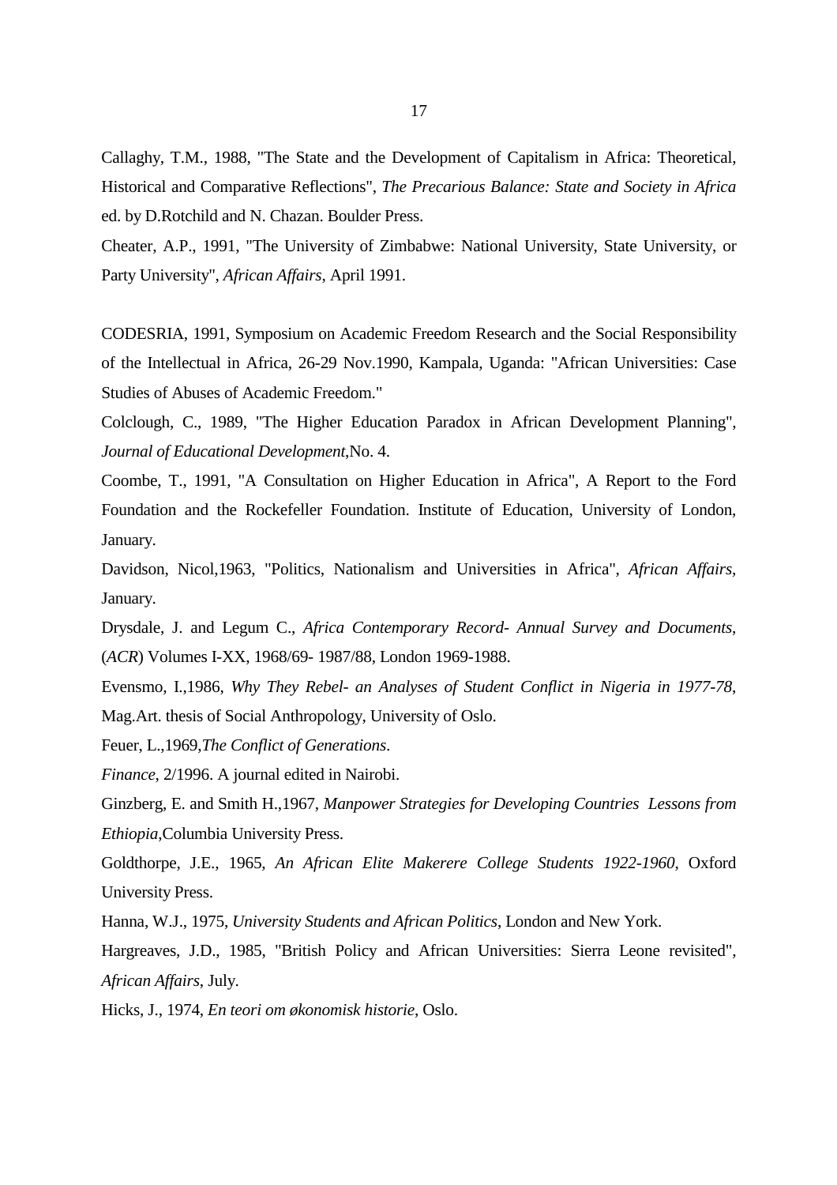Callaghy, T.M., 1988, "The State and the Development of Capitalism in Africa: Theoretical, Historical and Comparative Reflections", *The Precarious Balance: State and Society in Africa* ed. by D.Rotchild and N. Chazan. Boulder Press.

Cheater, A.P., 1991, "The University of Zimbabwe: National University, State University, or Party University", *African Affairs*, April 1991.

CODESRIA, 1991, Symposium on Academic Freedom Research and the Social Responsibility of the Intellectual in Africa, 26-29 Nov.1990, Kampala, Uganda: "African Universities: Case Studies of Abuses of Academic Freedom."

Colclough, C., 1989, "The Higher Education Paradox in African Development Planning", *Journal of Educational Development*,No. 4.

Coombe, T., 1991, "A Consultation on Higher Education in Africa", A Report to the Ford Foundation and the Rockefeller Foundation. Institute of Education, University of London, January.

Davidson, Nicol,1963, "Politics, Nationalism and Universities in Africa", *African Affairs*, January.

Drysdale, J. and Legum C., *Africa Contemporary Record- Annual Survey and Documents*, (*ACR*) Volumes I-XX, 1968/69- 1987/88, London 1969-1988.

Evensmo, I.,1986, *Why They Rebel- an Analyses of Student Conflict in Nigeria in 1977-78*, Mag.Art. thesis of Social Anthropology, University of Oslo.

Feuer, L.,1969,*The Conflict of Generations*.

*Finance*, 2/1996. A journal edited in Nairobi.

Ginzberg, E. and Smith H.,1967, *Manpower Strategies for Developing Countries Lessons from Ethiopia*,Columbia University Press.

Goldthorpe, J.E., 1965, *An African Elite Makerere College Students 1922-1960*, Oxford University Press.

Hanna, W.J., 1975, *University Students and African Politics*, London and New York.

Hargreaves, J.D., 1985, "British Policy and African Universities: Sierra Leone revisited", *African Affairs*, July.

Hicks, J., 1974, *En teori om økonomisk historie*, Oslo.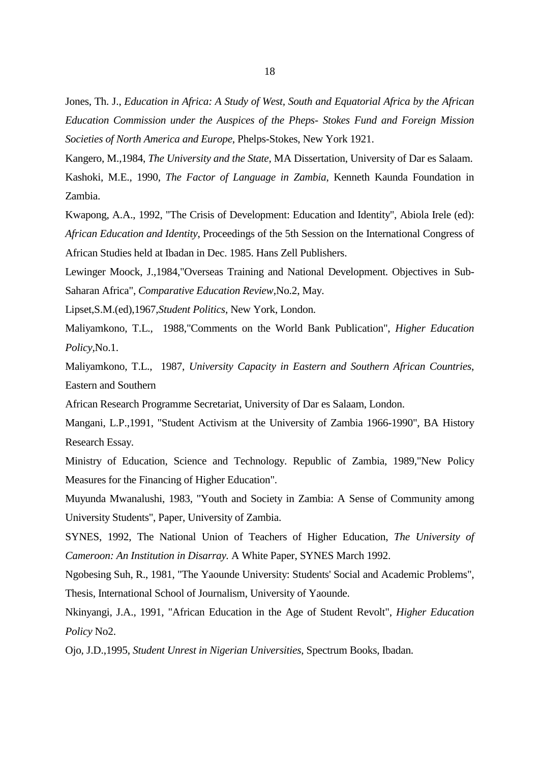Jones, Th. J., *Education in Africa: A Study of West, South and Equatorial Africa by the African Education Commission under the Auspices of the Pheps- Stokes Fund and Foreign Mission Societies of North America and Europe*, Phelps-Stokes, New York 1921.

Kangero, M.,1984, *The University and the State*, MA Dissertation, University of Dar es Salaam.

Kashoki, M.E., 1990, *The Factor of Language in Zambia*, Kenneth Kaunda Foundation in Zambia.

Kwapong, A.A., 1992, "The Crisis of Development: Education and Identity", Abiola Irele (ed): *African Education and Identity*, Proceedings of the 5th Session on the International Congress of African Studies held at Ibadan in Dec. 1985. Hans Zell Publishers.

Lewinger Moock, J.,1984,"Overseas Training and National Development. Objectives in Sub-Saharan Africa", *Comparative Education Review*,No.2, May.

Lipset,S.M.(ed),1967,*Student Politics*, New York, London.

Maliyamkono, T.L., 1988,"Comments on the World Bank Publication", *Higher Education Policy*,No.1.

Maliyamkono, T.L., 1987, *University Capacity in Eastern and Southern African Countries*, Eastern and Southern

African Research Programme Secretariat, University of Dar es Salaam, London.

Mangani, L.P.,1991, "Student Activism at the University of Zambia 1966-1990", BA History Research Essay.

Ministry of Education, Science and Technology. Republic of Zambia, 1989,"New Policy Measures for the Financing of Higher Education".

Muyunda Mwanalushi, 1983, "Youth and Society in Zambia: A Sense of Community among University Students", Paper, University of Zambia.

SYNES, 1992, The National Union of Teachers of Higher Education, *The University of Cameroon: An Institution in Disarray.* A White Paper, SYNES March 1992.

Ngobesing Suh, R., 1981, "The Yaounde University: Students' Social and Academic Problems", Thesis, International School of Journalism, University of Yaounde.

Nkinyangi, J.A., 1991, "African Education in the Age of Student Revolt", *Higher Education Policy* No2.

Ojo, J.D.,1995, *Student Unrest in Nigerian Universities*, Spectrum Books, Ibadan.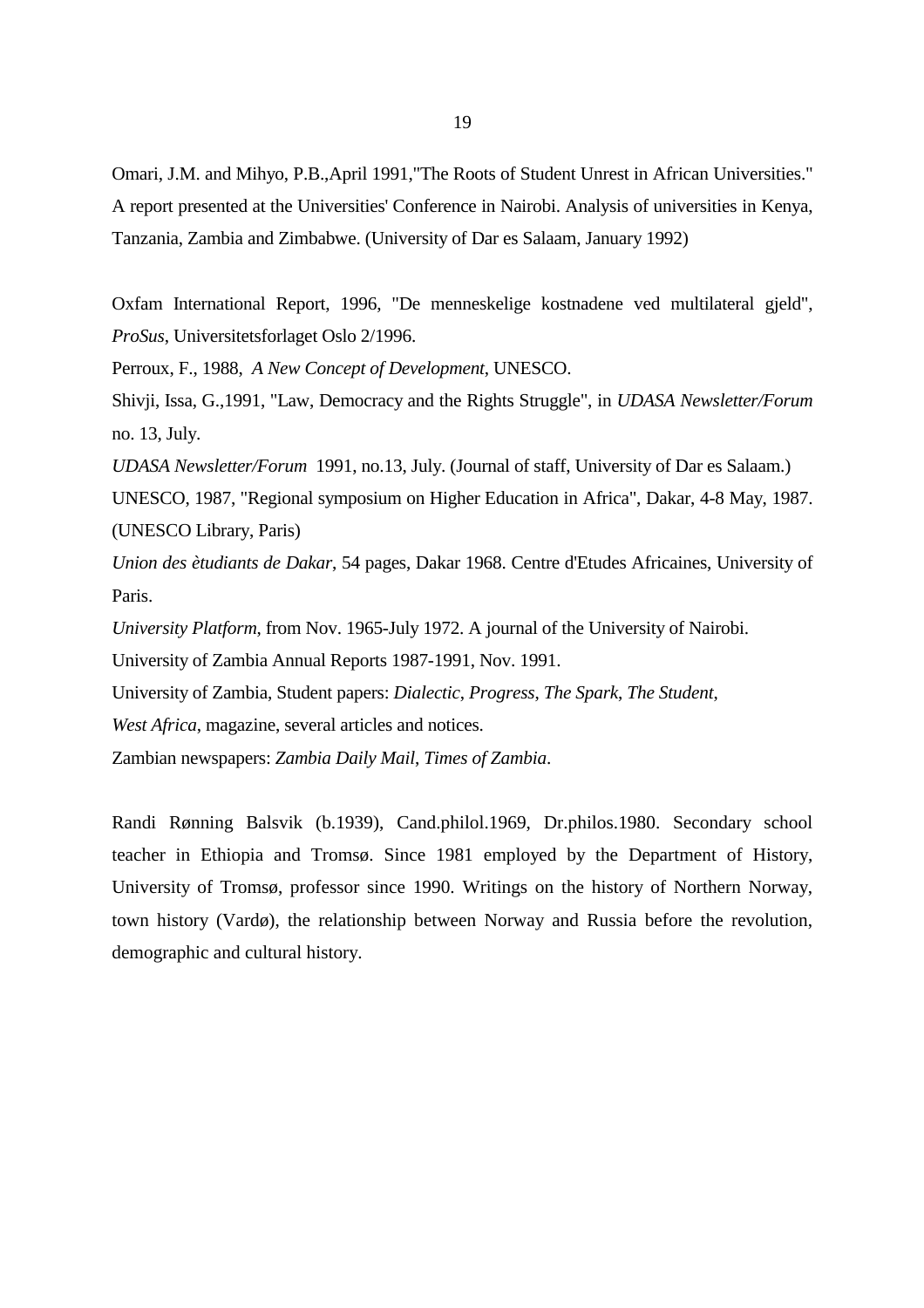Omari, J.M. and Mihyo, P.B.,April 1991,"The Roots of Student Unrest in African Universities." A report presented at the Universities' Conference in Nairobi. Analysis of universities in Kenya, Tanzania, Zambia and Zimbabwe. (University of Dar es Salaam, January 1992)

Oxfam International Report, 1996, "De menneskelige kostnadene ved multilateral gjeld", *ProSus*, Universitetsforlaget Oslo 2/1996.

Perroux, F., 1988, *A New Concept of Development*, UNESCO.

Shivji, Issa, G.,1991, "Law, Democracy and the Rights Struggle", in *UDASA Newsletter/Forum* no. 13, July.

*UDASA Newsletter/Forum* 1991, no.13, July. (Journal of staff, University of Dar es Salaam.)

UNESCO, 1987, "Regional symposium on Higher Education in Africa", Dakar, 4-8 May, 1987. (UNESCO Library, Paris)

*Union des ètudiants de Dakar*, 54 pages, Dakar 1968. Centre d'Etudes Africaines, University of Paris.

*University Platform*, from Nov. 1965-July 1972. A journal of the University of Nairobi.

University of Zambia Annual Reports 1987-1991, Nov. 1991.

University of Zambia, Student papers: *Dialectic*, *Progress*, *The Spark*, *The Student*,

*West Africa*, magazine, several articles and notices.

Zambian newspapers: *Zambia Daily Mail*, *Times of Zambia*.

Randi Rønning Balsvik (b.1939), Cand.philol.1969, Dr.philos.1980. Secondary school teacher in Ethiopia and Tromsø. Since 1981 employed by the Department of History, University of Tromsø, professor since 1990. Writings on the history of Northern Norway, town history (Vardø), the relationship between Norway and Russia before the revolution, demographic and cultural history.